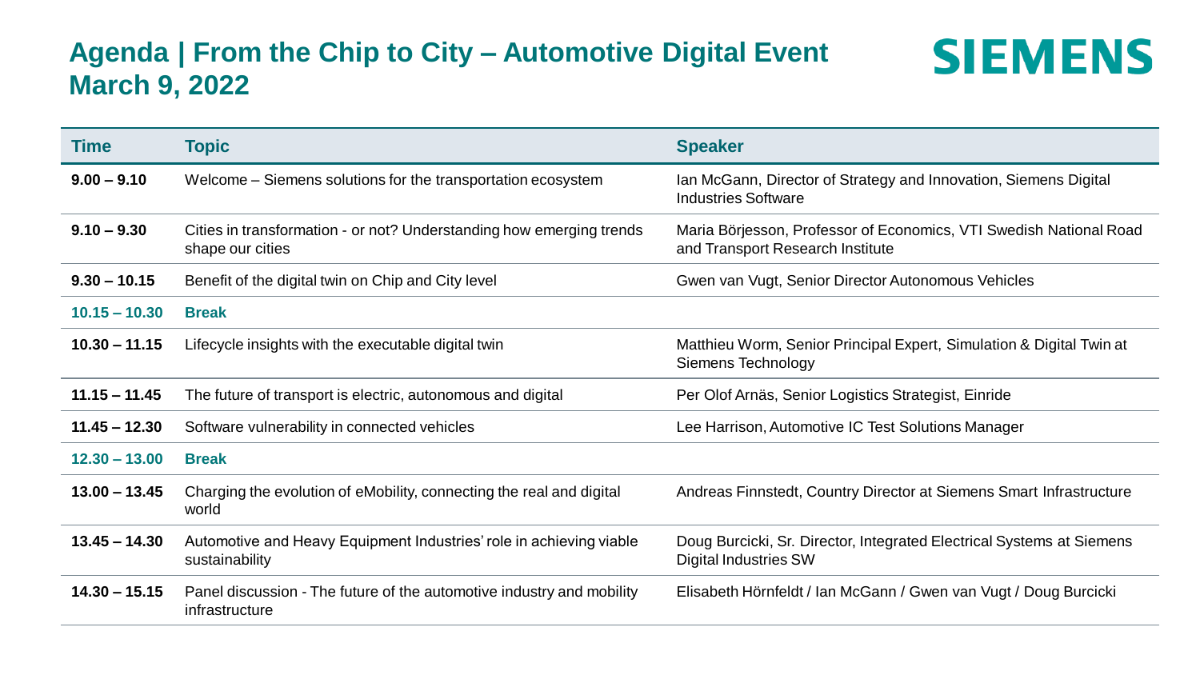# Agenda | From the Chip to City – Automotive Digital Event March 9, 2022

SIEMENS

| Time | Topic | Speaker |
|---|---|---|
| **9.00 – 9.10** | Welcome – Siemens solutions for the transportation ecosystem | Ian McGann, Director of Strategy and Innovation, Siemens Digital Industries Software |
| **9.10 – 9.30** | Cities in transformation - or not? Understanding how emerging trends shape our cities | Maria Börjesson, Professor of Economics, VTI Swedish National Road and Transport Research Institute |
| **9.30 – 10.15** | Benefit of the digital twin on Chip and City level | Gwen van Vugt, Senior Director Autonomous Vehicles |
| **10.15 – 10.30** | **Break** | |
| **10.30 – 11.15** | Lifecycle insights with the executable digital twin | Matthieu Worm, Senior Principal Expert, Simulation & Digital Twin at Siemens Technology |
| **11.15 – 11.45** | The future of transport is electric, autonomous and digital | Per Olof Arnäs, Senior Logistics Strategist, Einride |
| **11.45 – 12.30** | Software vulnerability in connected vehicles | Lee Harrison, Automotive IC Test Solutions Manager |
| **12.30 – 13.00** | **Break** | |
| **13.00 – 13.45** | Charging the evolution of eMobility, connecting the real and digital world | Andreas Finnstedt, Country Director at Siemens Smart Infrastructure |
| **13.45 – 14.30** | Automotive and Heavy Equipment Industries' role in achieving viable sustainability | Doug Burcicki, Sr. Director, Integrated Electrical Systems at Siemens Digital Industries SW |
| **14.30 – 15.15** | Panel discussion - The future of the automotive industry and mobility infrastructure | Elisabeth Hörnfeldt / Ian McGann / Gwen van Vugt / Doug Burcicki |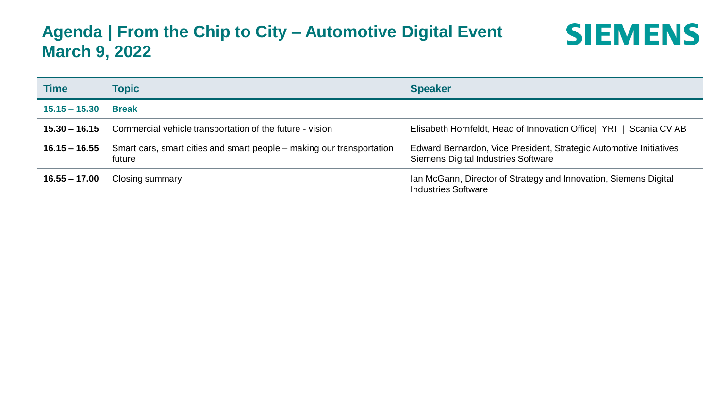# Agenda | From the Chip to City – Automotive Digital Event March 9, 2022

SIEMENS

| Time | Topic | Speaker |
|---|---|---|
| **15.15 – 15.30** | **Break** | |
| **15.30 – 16.15** | Commercial vehicle transportation of the future - vision | Elisabeth Hörnfeldt, Head of Innovation Office\| YRI \| Scania CV AB |
| **16.15 – 16.55** | Smart cars, smart cities and smart people – making our transportation future | Edward Bernardon, Vice President, Strategic Automotive Initiatives Siemens Digital Industries Software |
| **16.55 – 17.00** | Closing summary | Ian McGann, Director of Strategy and Innovation, Siemens Digital Industries Software |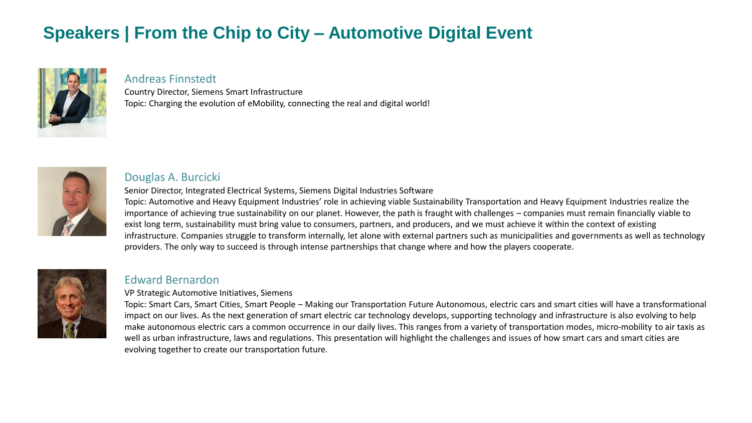# Speakers | From the Chip to City – Automotive Digital Event

## Andreas Finnstedt

Country Director, Siemens Smart Infrastructure

Topic: Charging the evolution of eMobility, connecting the real and digital world!

## Douglas A. Burcicki

Senior Director, Integrated Electrical Systems, Siemens Digital Industries Software

Topic: Automotive and Heavy Equipment Industries' role in achieving viable Sustainability Transportation and Heavy Equipment Industries realize the importance of achieving true sustainability on our planet. However, the path is fraught with challenges – companies must remain financially viable to exist long term, sustainability must bring value to consumers, partners, and producers, and we must achieve it within the context of existing infrastructure. Companies struggle to transform internally, let alone with external partners such as municipalities and governments as well as technology providers. The only way to succeed is through intense partnerships that change where and how the players cooperate.

## Edward Bernardon

VP Strategic Automotive Initiatives, Siemens

Topic: Smart Cars, Smart Cities, Smart People – Making our Transportation Future Autonomous, electric cars and smart cities will have a transformational impact on our lives. As the next generation of smart electric car technology develops, supporting technology and infrastructure is also evolving to help make autonomous electric cars a common occurrence in our daily lives. This ranges from a variety of transportation modes, micro-mobility to air taxis as well as urban infrastructure, laws and regulations. This presentation will highlight the challenges and issues of how smart cars and smart cities are evolving together to create our transportation future.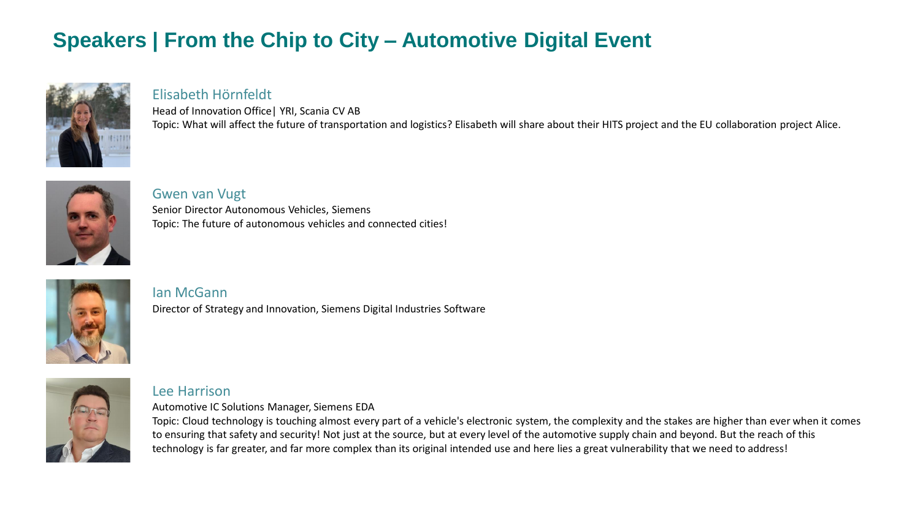# Speakers | From the Chip to City – Automotive Digital Event

## Elisabeth Hörnfeldt

Head of Innovation Office| YRI, Scania CV AB

Topic: What will affect the future of transportation and logistics? Elisabeth will share about their HITS project and the EU collaboration project Alice.

## Gwen van Vugt

Senior Director Autonomous Vehicles, Siemens

Topic: The future of autonomous vehicles and connected cities!

## Ian McGann

Director of Strategy and Innovation, Siemens Digital Industries Software

## Lee Harrison

Automotive IC Solutions Manager, Siemens EDA

Topic: Cloud technology is touching almost every part of a vehicle's electronic system, the complexity and the stakes are higher than ever when it comes to ensuring that safety and security! Not just at the source, but at every level of the automotive supply chain and beyond. But the reach of this technology is far greater, and far more complex than its original intended use and here lies a great vulnerability that we need to address!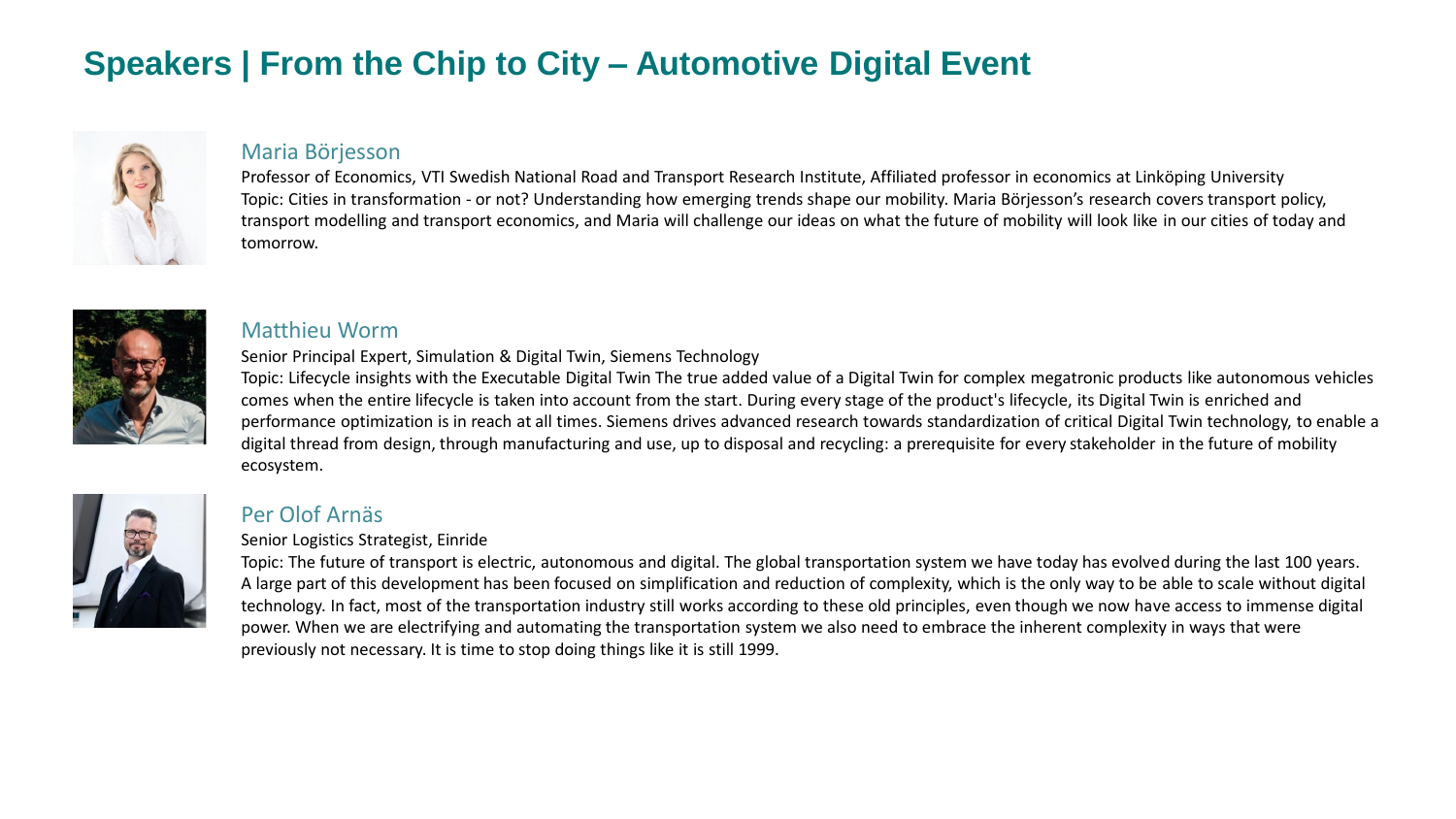# Speakers | From the Chip to City – Automotive Digital Event

## Maria Börjesson

Professor of Economics, VTI Swedish National Road and Transport Research Institute, Affiliated professor in economics at Linköping University

Topic: Cities in transformation - or not? Understanding how emerging trends shape our mobility. Maria Börjesson's research covers transport policy, transport modelling and transport economics, and Maria will challenge our ideas on what the future of mobility will look like in our cities of today and tomorrow.

## Matthieu Worm

Senior Principal Expert, Simulation & Digital Twin, Siemens Technology

Topic: Lifecycle insights with the Executable Digital Twin The true added value of a Digital Twin for complex megatronic products like autonomous vehicles comes when the entire lifecycle is taken into account from the start. During every stage of the product's lifecycle, its Digital Twin is enriched and performance optimization is in reach at all times. Siemens drives advanced research towards standardization of critical Digital Twin technology, to enable a digital thread from design, through manufacturing and use, up to disposal and recycling: a prerequisite for every stakeholder in the future of mobility ecosystem.

## Per Olof Arnäs

Senior Logistics Strategist, Einride

Topic: The future of transport is electric, autonomous and digital. The global transportation system we have today has evolved during the last 100 years. A large part of this development has been focused on simplification and reduction of complexity, which is the only way to be able to scale without digital technology. In fact, most of the transportation industry still works according to these old principles, even though we now have access to immense digital power. When we are electrifying and automating the transportation system we also need to embrace the inherent complexity in ways that were previously not necessary. It is time to stop doing things like it is still 1999.